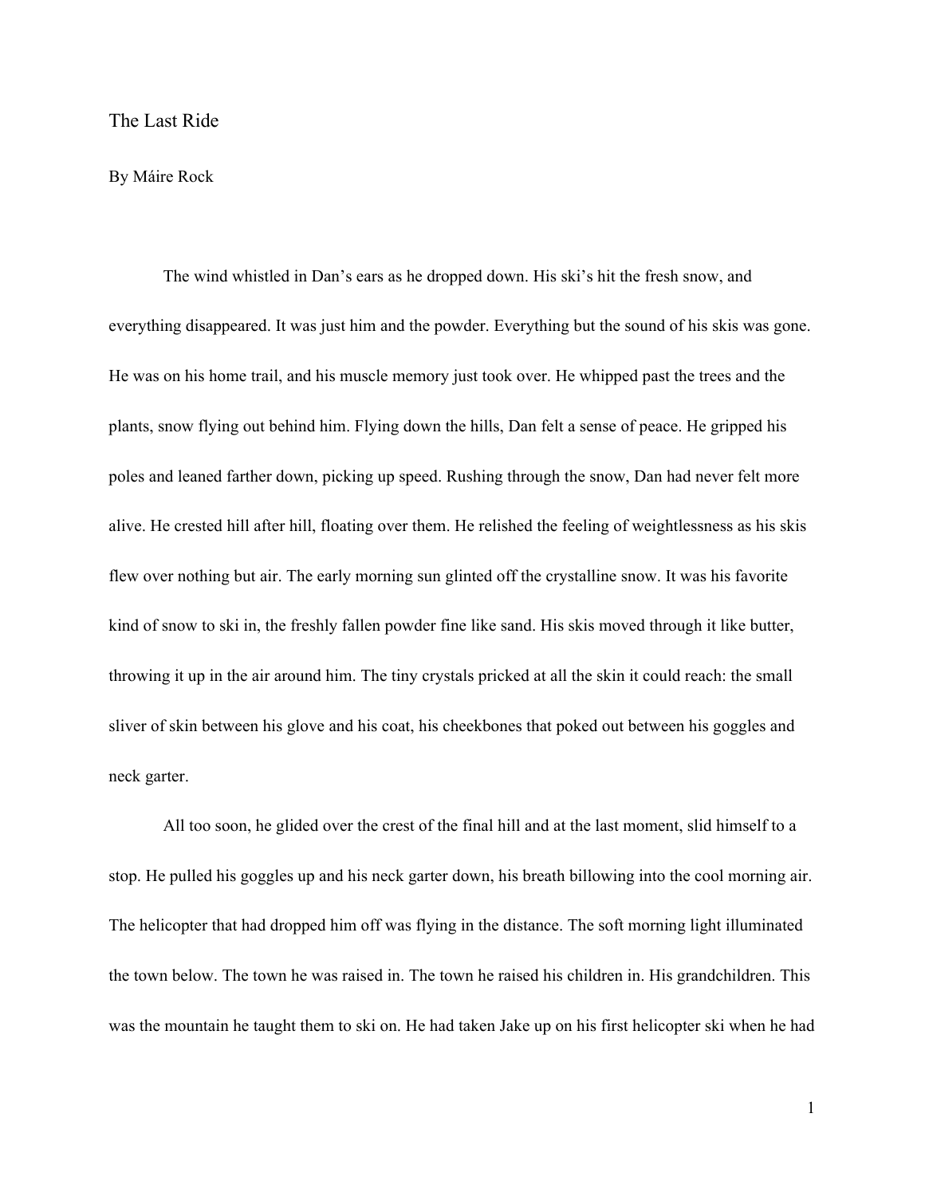# The Last Ride

By Máire Rock

The wind whistled in Dan's ears as he dropped down. His ski's hit the fresh snow, and everything disappeared. It was just him and the powder. Everything but the sound of his skis was gone. He was on his home trail, and his muscle memory just took over. He whipped past the trees and the plants, snow flying out behind him. Flying down the hills, Dan felt a sense of peace. He gripped his poles and leaned farther down, picking up speed. Rushing through the snow, Dan had never felt more alive. He crested hill after hill, floating over them. He relished the feeling of weightlessness as his skis flew over nothing but air. The early morning sun glinted off the crystalline snow. It was his favorite kind of snow to ski in, the freshly fallen powder fine like sand. His skis moved through it like butter, throwing it up in the air around him. The tiny crystals pricked at all the skin it could reach: the small sliver of skin between his glove and his coat, his cheekbones that poked out between his goggles and neck garter.

All too soon, he glided over the crest of the final hill and at the last moment, slid himself to a stop. He pulled his goggles up and his neck garter down, his breath billowing into the cool morning air. The helicopter that had dropped him off was flying in the distance. The soft morning light illuminated the town below. The town he was raised in. The town he raised his children in. His grandchildren. This was the mountain he taught them to ski on. He had taken Jake up on his first helicopter ski when he had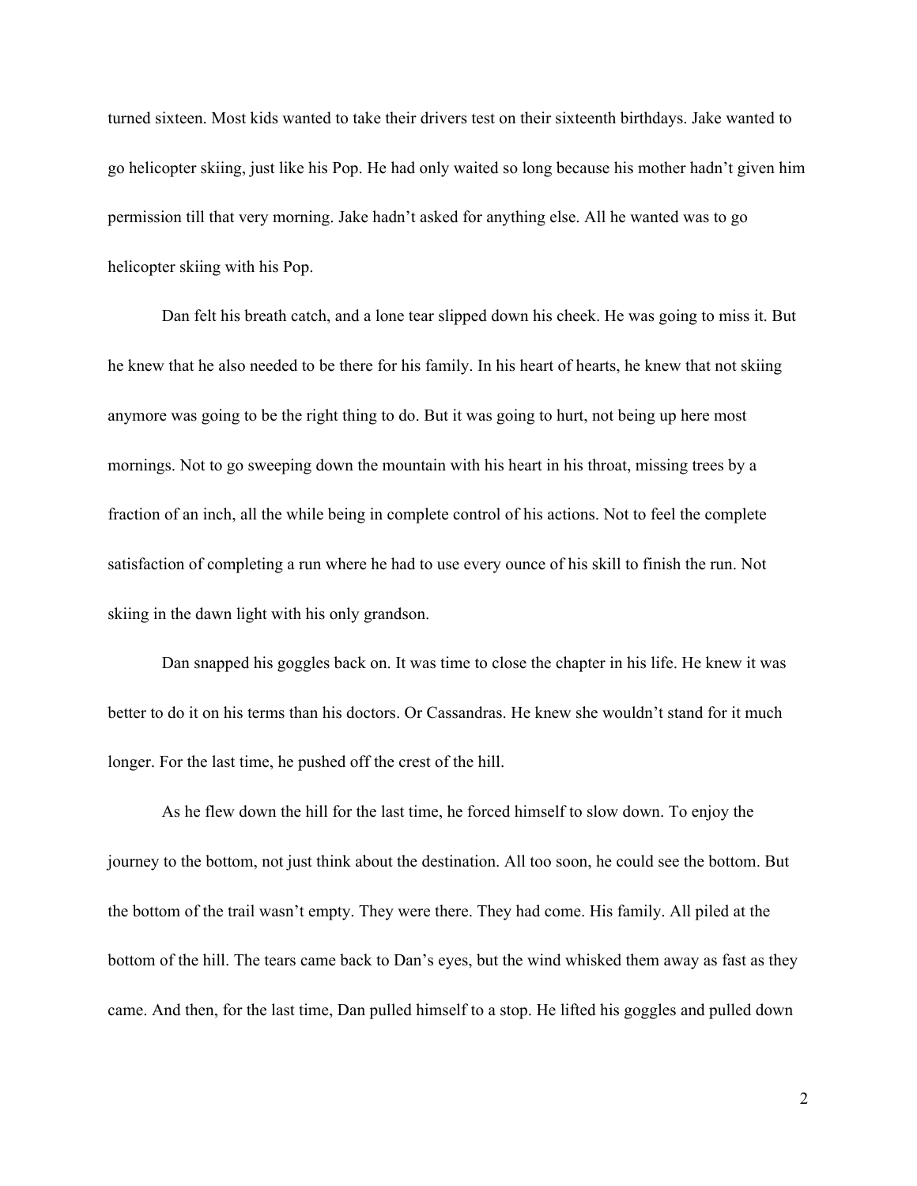turned sixteen. Most kids wanted to take their drivers test on their sixteenth birthdays. Jake wanted to go helicopter skiing, just like his Pop. He had only waited so long because his mother hadn't given him permission till that very morning. Jake hadn't asked for anything else. All he wanted was to go helicopter skiing with his Pop.

Dan felt his breath catch, and a lone tear slipped down his cheek. He was going to miss it. But he knew that he also needed to be there for his family. In his heart of hearts, he knew that not skiing anymore was going to be the right thing to do. But it was going to hurt, not being up here most mornings. Not to go sweeping down the mountain with his heart in his throat, missing trees by a fraction of an inch, all the while being in complete control of his actions. Not to feel the complete satisfaction of completing a run where he had to use every ounce of his skill to finish the run. Not skiing in the dawn light with his only grandson.

Dan snapped his goggles back on. It was time to close the chapter in his life. He knew it was better to do it on his terms than his doctors. Or Cassandras. He knew she wouldn't stand for it much longer. For the last time, he pushed off the crest of the hill.

As he flew down the hill for the last time, he forced himself to slow down. To enjoy the journey to the bottom, not just think about the destination. All too soon, he could see the bottom. But the bottom of the trail wasn't empty. They were there. They had come. His family. All piled at the bottom of the hill. The tears came back to Dan's eyes, but the wind whisked them away as fast as they came. And then, for the last time, Dan pulled himself to a stop. He lifted his goggles and pulled down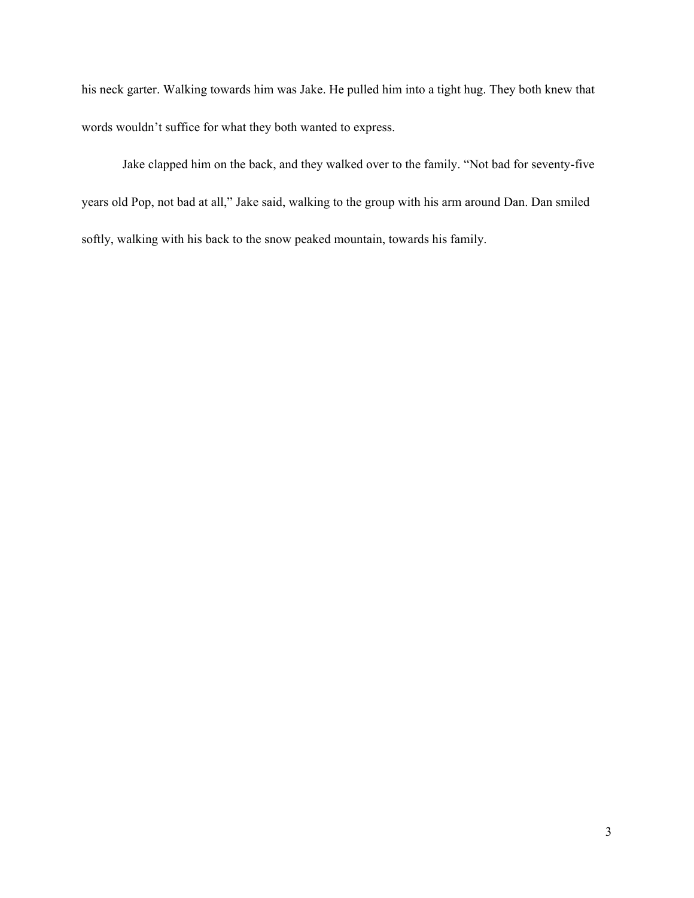his neck garter. Walking towards him was Jake. He pulled him into a tight hug. They both knew that words wouldn't suffice for what they both wanted to express.

Jake clapped him on the back, and they walked over to the family. "Not bad for seventy-five years old Pop, not bad at all," Jake said, walking to the group with his arm around Dan. Dan smiled softly, walking with his back to the snow peaked mountain, towards his family.